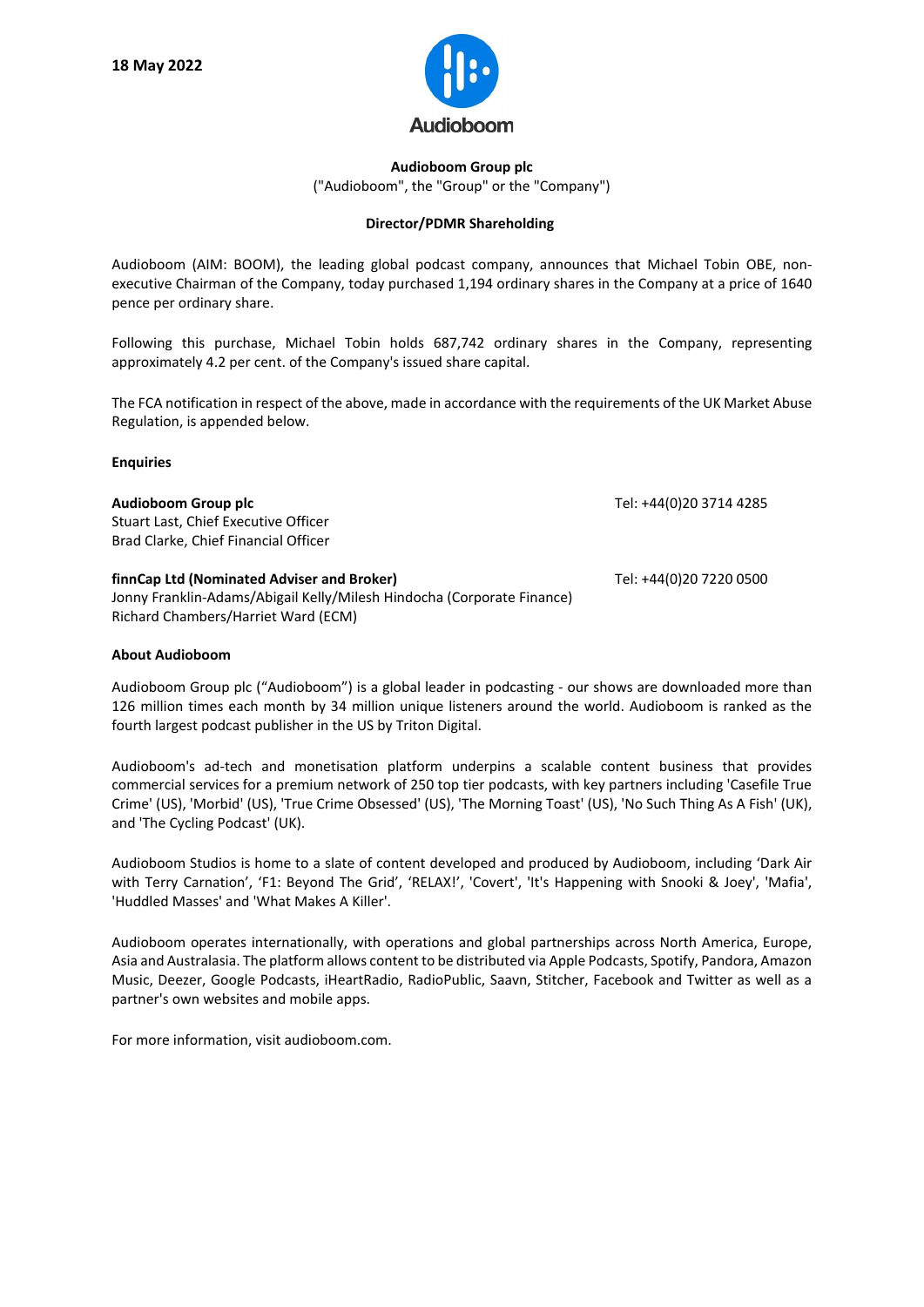**18 May 2022**

Audioboom

**Audioboom Group plc**

("Audioboom", the "Group" or the "Company")

**Director/PDMR Shareholding**

Audioboom (AIM: BOOM), the leading global podcast company, announces that Michael Tobin OBE, non-executive Chairman of the Company, today purchased 1,194 ordinary shares in the Company at a price of 1640 pence per ordinary share.

Following this purchase, Michael Tobin holds 687,742 ordinary shares in the Company, representing approximately 4.2 per cent. of the Company's issued share capital.

The FCA notification in respect of the above, made in accordance with the requirements of the UK Market Abuse Regulation, is appended below.

**Enquiries**

**Audioboom Group plc** Tel: +44(0)20 3714 4285
Stuart Last, Chief Executive Officer
Brad Clarke, Chief Financial Officer

**finnCap Ltd (Nominated Adviser and Broker)** Tel: +44(0)20 7220 0500
Jonny Franklin-Adams/Abigail Kelly/Milesh Hindocha (Corporate Finance)
Richard Chambers/Harriet Ward (ECM)

**About Audioboom**

Audioboom Group plc ("Audioboom") is a global leader in podcasting - our shows are downloaded more than 126 million times each month by 34 million unique listeners around the world. Audioboom is ranked as the fourth largest podcast publisher in the US by Triton Digital.

Audioboom's ad-tech and monetisation platform underpins a scalable content business that provides commercial services for a premium network of 250 top tier podcasts, with key partners including 'Casefile True Crime' (US), 'Morbid' (US), 'True Crime Obsessed' (US), 'The Morning Toast' (US), 'No Such Thing As A Fish' (UK), and 'The Cycling Podcast' (UK).

Audioboom Studios is home to a slate of content developed and produced by Audioboom, including 'Dark Air with Terry Carnation', 'F1: Beyond The Grid', 'RELAX!', 'Covert', 'It's Happening with Snooki & Joey', 'Mafia', 'Huddled Masses' and 'What Makes A Killer'.

Audioboom operates internationally, with operations and global partnerships across North America, Europe, Asia and Australasia. The platform allows content to be distributed via Apple Podcasts, Spotify, Pandora, Amazon Music, Deezer, Google Podcasts, iHeartRadio, RadioPublic, Saavn, Stitcher, Facebook and Twitter as well as a partner's own websites and mobile apps.

For more information, visit audioboom.com.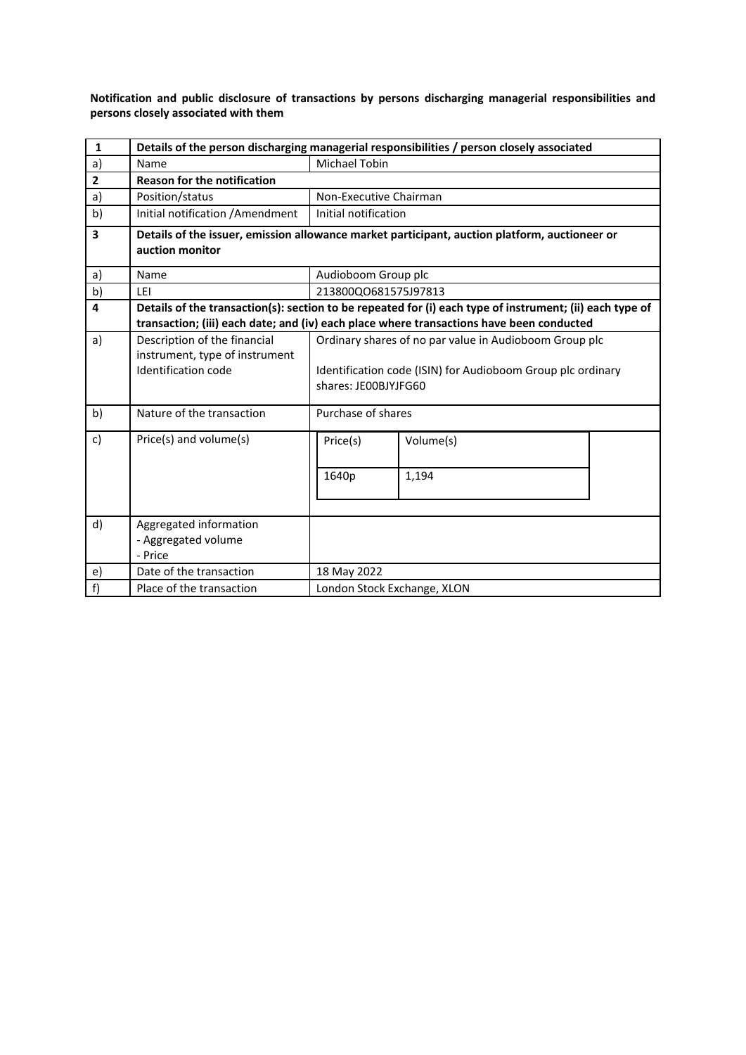**Notification and public disclosure of transactions by persons discharging managerial responsibilities and persons closely associated with them**

| | | |
|---|---|---|
| **1** | **Details of the person discharging managerial responsibilities / person closely associated** | |
| a) | Name | Michael Tobin |
| **2** | **Reason for the notification** | |
| a) | Position/status | Non-Executive Chairman |
| b) | Initial notification /Amendment | Initial notification |
| **3** | **Details of the issuer, emission allowance market participant, auction platform, auctioneer or auction monitor** | |
| a) | Name | Audioboom Group plc |
| b) | LEI | 213800QO681575J97813 |
| **4** | **Details of the transaction(s): section to be repeated for (i) each type of instrument; (ii) each type of transaction; (iii) each date; and (iv) each place where transactions have been conducted** | |
| a) | Description of the financial instrument, type of instrument<br>Identification code | Ordinary shares of no par value in Audioboom Group plc<br><br>Identification code (ISIN) for Audioboom Group plc ordinary shares: JE00BJYJFG60 |
| b) | Nature of the transaction | Purchase of shares |
| c) | Price(s) and volume(s) | Price(s): 1640p<br>Volume(s): 1,194 |
| d) | Aggregated information<br>- Aggregated volume<br>- Price | |
| e) | Date of the transaction | 18 May 2022 |
| f) | Place of the transaction | London Stock Exchange, XLON |